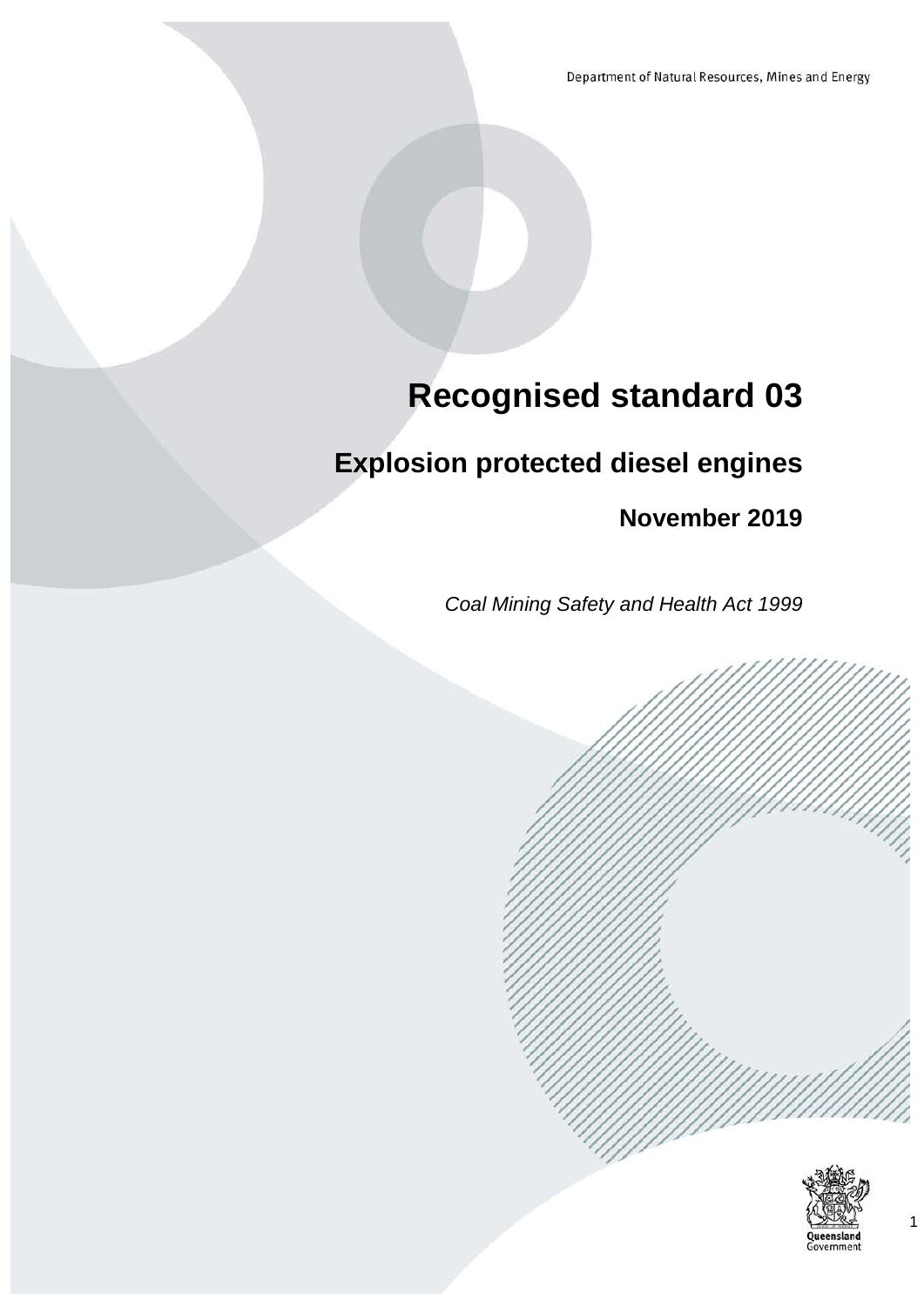Department of Natural Resources, Mines and Energy

# Recognised standard 03

## Explosion protected diesel engines

### November 2019

*Coal Mining Safety and Health Act 1999*

Queensland Government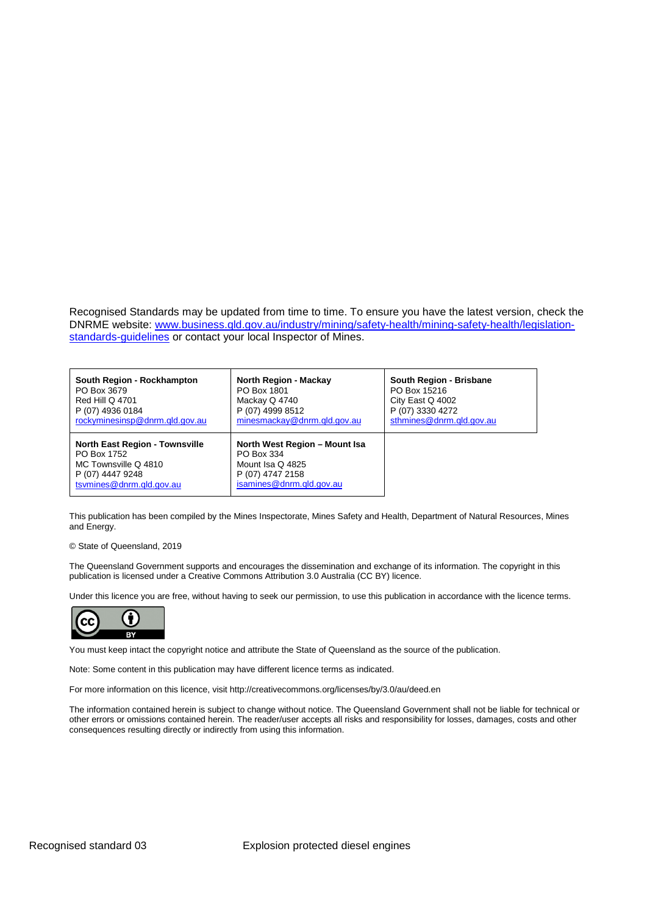Recognised Standards may be updated from time to time. To ensure you have the latest version, check the DNRME website: [www.business.qld.gov.au/industry/mining/safety-health/mining-safety-health/legislation-standards-guidelines](http://www.business.qld.gov.au/industry/mining/safety-health/mining-safety-health/legislation-standards-guidelines) or contact your local Inspector of Mines.

| | | |
|---|---|---|
| **South Region - Rockhampton**<br>PO Box 3679<br>Red Hill Q 4701<br>P (07) 4936 0184<br>rockyminesinsp@dnrm.qld.gov.au | **North Region - Mackay**<br>PO Box 1801<br>Mackay Q 4740<br>P (07) 4999 8512<br>minesmackay@dnrm.qld.gov.au | **South Region - Brisbane**<br>PO Box 15216<br>City East Q 4002<br>P (07) 3330 4272<br>sthmines@dnrm.qld.gov.au |
| **North East Region - Townsville**<br>PO Box 1752<br>MC Townsville Q 4810<br>P (07) 4447 9248<br>tsvmines@dnrm.qld.gov.au | **North West Region – Mount Isa**<br>PO Box 334<br>Mount Isa Q 4825<br>P (07) 4747 2158<br>isamines@dnrm.qld.gov.au | |

This publication has been compiled by the Mines Inspectorate, Mines Safety and Health, Department of Natural Resources, Mines and Energy.

© State of Queensland, 2019

The Queensland Government supports and encourages the dissemination and exchange of its information. The copyright in this publication is licensed under a Creative Commons Attribution 3.0 Australia (CC BY) licence.

Under this licence you are free, without having to seek our permission, to use this publication in accordance with the licence terms.

You must keep intact the copyright notice and attribute the State of Queensland as the source of the publication.

Note: Some content in this publication may have different licence terms as indicated.

For more information on this licence, visit http://creativecommons.org/licenses/by/3.0/au/deed.en

The information contained herein is subject to change without notice. The Queensland Government shall not be liable for technical or other errors or omissions contained herein. The reader/user accepts all risks and responsibility for losses, damages, costs and other consequences resulting directly or indirectly from using this information.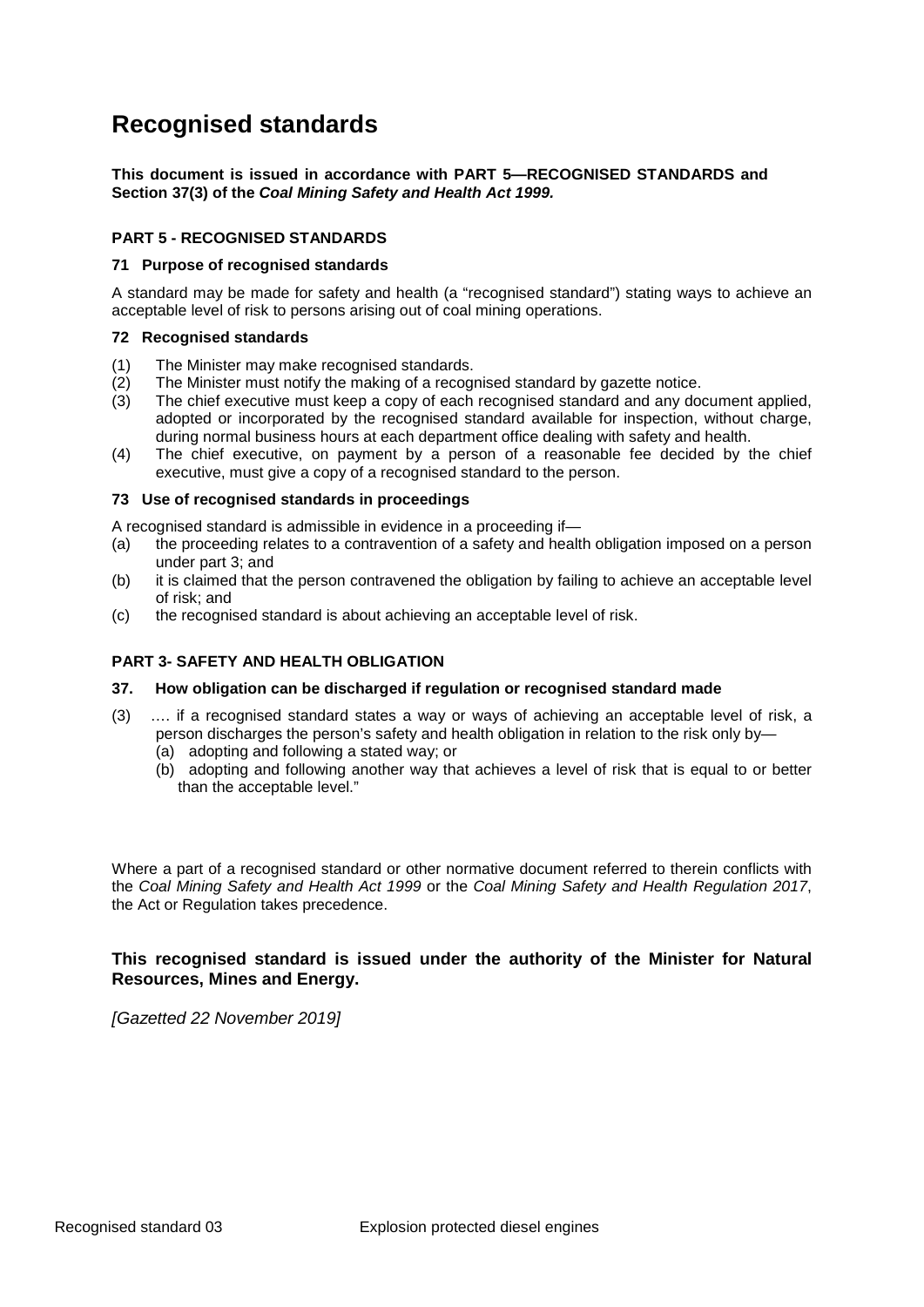# Recognised standards

**This document is issued in accordance with PART 5—RECOGNISED STANDARDS and Section 37(3) of the *Coal Mining Safety and Health Act 1999.***

#### PART 5 - RECOGNISED STANDARDS

#### 71 Purpose of recognised standards

A standard may be made for safety and health (a "recognised standard") stating ways to achieve an acceptable level of risk to persons arising out of coal mining operations.

#### 72 Recognised standards

(1) The Minister may make recognised standards.
(2) The Minister must notify the making of a recognised standard by gazette notice.
(3) The chief executive must keep a copy of each recognised standard and any document applied, adopted or incorporated by the recognised standard available for inspection, without charge, during normal business hours at each department office dealing with safety and health.
(4) The chief executive, on payment by a person of a reasonable fee decided by the chief executive, must give a copy of a recognised standard to the person.

#### 73 Use of recognised standards in proceedings

A recognised standard is admissible in evidence in a proceeding if—
(a) the proceeding relates to a contravention of a safety and health obligation imposed on a person under part 3; and
(b) it is claimed that the person contravened the obligation by failing to achieve an acceptable level of risk; and
(c) the recognised standard is about achieving an acceptable level of risk.

#### PART 3- SAFETY AND HEALTH OBLIGATION

#### 37. How obligation can be discharged if regulation or recognised standard made

(3) …. if a recognised standard states a way or ways of achieving an acceptable level of risk, a person discharges the person's safety and health obligation in relation to the risk only by—
   (a) adopting and following a stated way; or
   (b) adopting and following another way that achieves a level of risk that is equal to or better than the acceptable level."

Where a part of a recognised standard or other normative document referred to therein conflicts with the *Coal Mining Safety and Health Act 1999* or the *Coal Mining Safety and Health Regulation 2017*, the Act or Regulation takes precedence.

**This recognised standard is issued under the authority of the Minister for Natural Resources, Mines and Energy.**

*[Gazetted 22 November 2019]*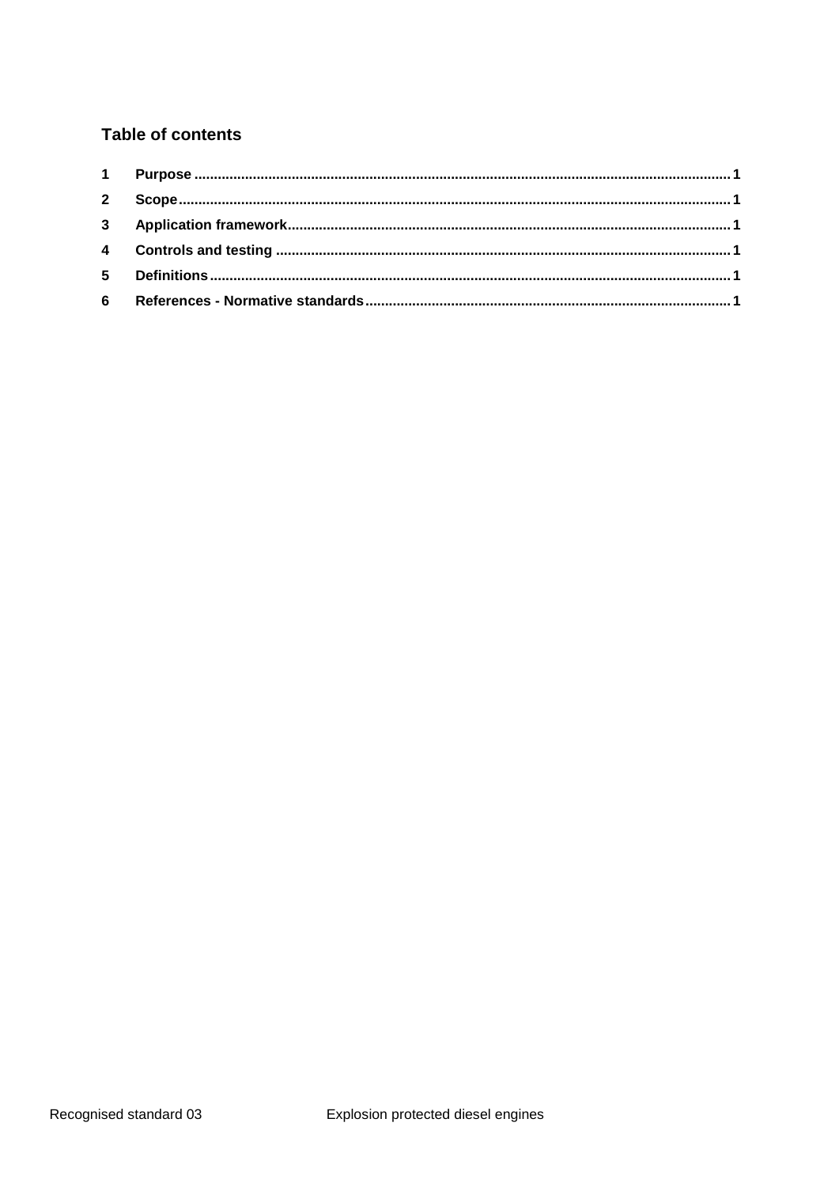## Table of contents

1 Purpose ........................................................................................................................................ 1

2 Scope ........................................................................................................................................... 1

3 Application framework ................................................................................................................ 1

4 Controls and testing .................................................................................................................... 1

5 Definitions .................................................................................................................................... 1

6 References - Normative standards ............................................................................................. 1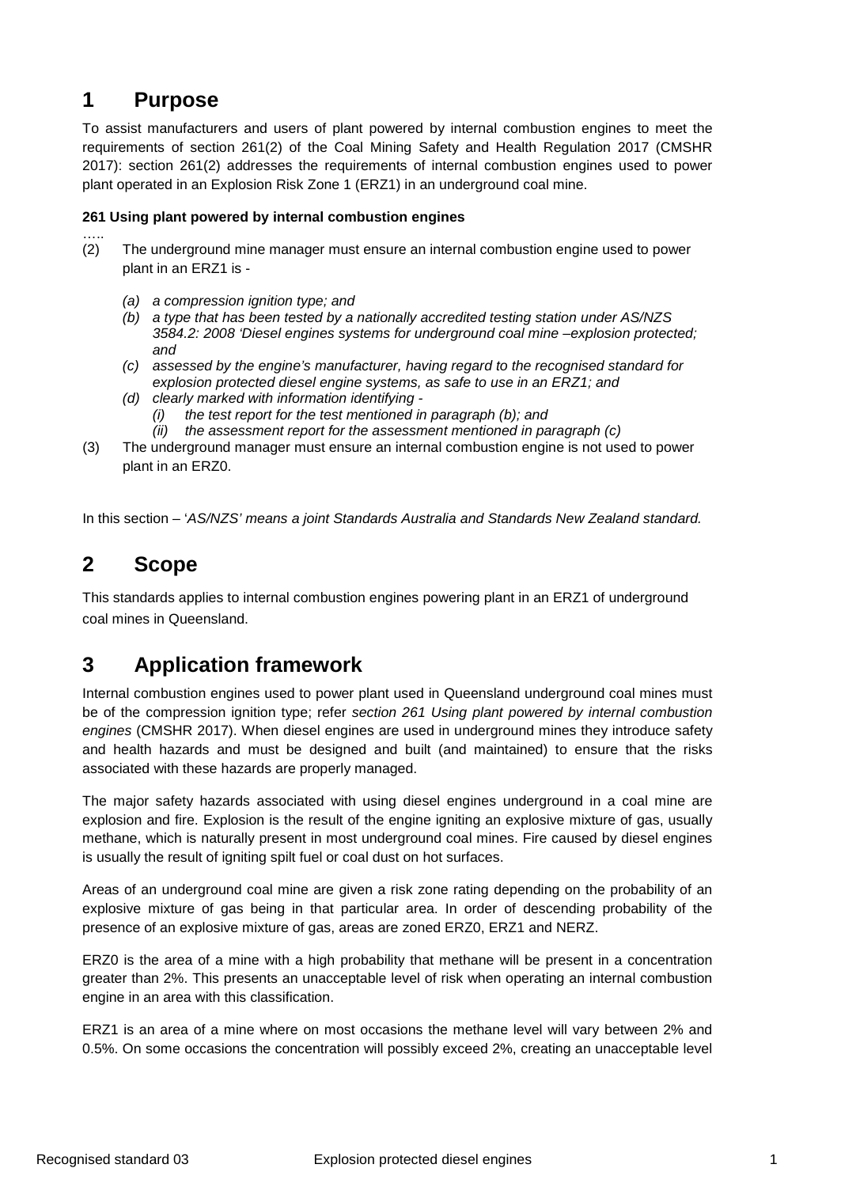# 1 Purpose

To assist manufacturers and users of plant powered by internal combustion engines to meet the requirements of section 261(2) of the Coal Mining Safety and Health Regulation 2017 (CMSHR 2017): section 261(2) addresses the requirements of internal combustion engines used to power plant operated in an Explosion Risk Zone 1 (ERZ1) in an underground coal mine.

**261 Using plant powered by internal combustion engines**

…..

(2) The underground mine manager must ensure an internal combustion engine used to power plant in an ERZ1 is -

- *(a) a compression ignition type; and*
- *(b) a type that has been tested by a nationally accredited testing station under AS/NZS 3584.2: 2008 'Diesel engines systems for underground coal mine –explosion protected; and*
- *(c) assessed by the engine's manufacturer, having regard to the recognised standard for explosion protected diesel engine systems, as safe to use in an ERZ1; and*
- *(d) clearly marked with information identifying -*
  - *(i) the test report for the test mentioned in paragraph (b); and*
  - *(ii) the assessment report for the assessment mentioned in paragraph (c)*

(3) The underground manager must ensure an internal combustion engine is not used to power plant in an ERZ0.

In this section – '*AS/NZS' means a joint Standards Australia and Standards New Zealand standard.*

# 2 Scope

This standards applies to internal combustion engines powering plant in an ERZ1 of underground coal mines in Queensland.

# 3 Application framework

Internal combustion engines used to power plant used in Queensland underground coal mines must be of the compression ignition type; refer *section 261 Using plant powered by internal combustion engines* (CMSHR 2017). When diesel engines are used in underground mines they introduce safety and health hazards and must be designed and built (and maintained) to ensure that the risks associated with these hazards are properly managed.

The major safety hazards associated with using diesel engines underground in a coal mine are explosion and fire. Explosion is the result of the engine igniting an explosive mixture of gas, usually methane, which is naturally present in most underground coal mines. Fire caused by diesel engines is usually the result of igniting spilt fuel or coal dust on hot surfaces.

Areas of an underground coal mine are given a risk zone rating depending on the probability of an explosive mixture of gas being in that particular area. In order of descending probability of the presence of an explosive mixture of gas, areas are zoned ERZ0, ERZ1 and NERZ.

ERZ0 is the area of a mine with a high probability that methane will be present in a concentration greater than 2%. This presents an unacceptable level of risk when operating an internal combustion engine in an area with this classification.

ERZ1 is an area of a mine where on most occasions the methane level will vary between 2% and 0.5%. On some occasions the concentration will possibly exceed 2%, creating an unacceptable level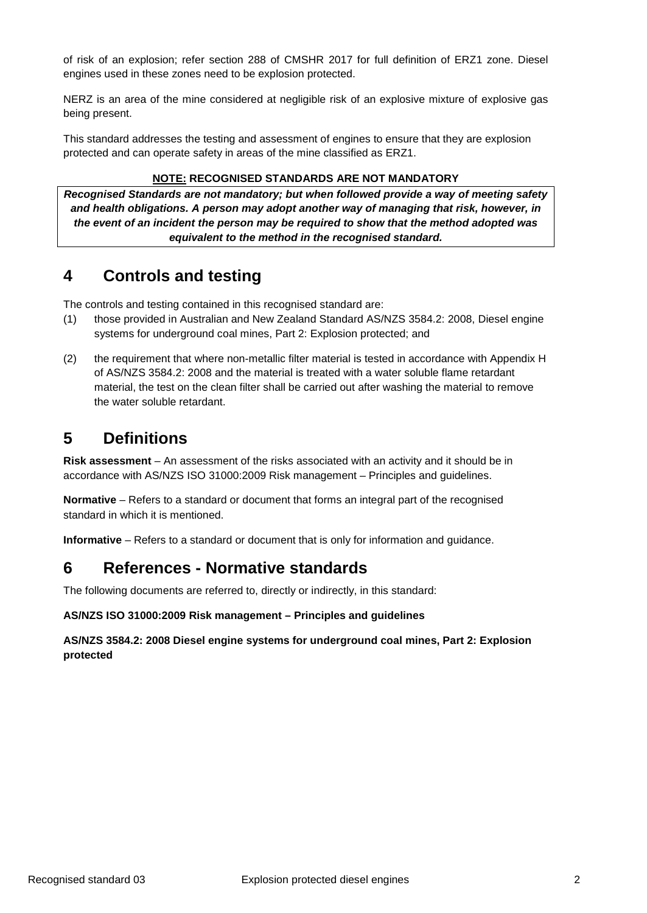of risk of an explosion; refer section 288 of CMSHR 2017 for full definition of ERZ1 zone. Diesel engines used in these zones need to be explosion protected.

NERZ is an area of the mine considered at negligible risk of an explosive mixture of explosive gas being present.

This standard addresses the testing and assessment of engines to ensure that they are explosion protected and can operate safety in areas of the mine classified as ERZ1.

**NOTE: RECOGNISED STANDARDS ARE NOT MANDATORY**

***Recognised Standards are not mandatory; but when followed provide a way of meeting safety and health obligations. A person may adopt another way of managing that risk, however, in the event of an incident the person may be required to show that the method adopted was equivalent to the method in the recognised standard.***

## 4 Controls and testing

The controls and testing contained in this recognised standard are:

(1) those provided in Australian and New Zealand Standard AS/NZS 3584.2: 2008, Diesel engine systems for underground coal mines, Part 2: Explosion protected; and

(2) the requirement that where non-metallic filter material is tested in accordance with Appendix H of AS/NZS 3584.2: 2008 and the material is treated with a water soluble flame retardant material, the test on the clean filter shall be carried out after washing the material to remove the water soluble retardant.

## 5 Definitions

**Risk assessment** – An assessment of the risks associated with an activity and it should be in accordance with AS/NZS ISO 31000:2009 Risk management – Principles and guidelines.

**Normative** – Refers to a standard or document that forms an integral part of the recognised standard in which it is mentioned.

**Informative** – Refers to a standard or document that is only for information and guidance.

## 6 References - Normative standards

The following documents are referred to, directly or indirectly, in this standard:

**AS/NZS ISO 31000:2009 Risk management – Principles and guidelines**

**AS/NZS 3584.2: 2008 Diesel engine systems for underground coal mines, Part 2: Explosion protected**